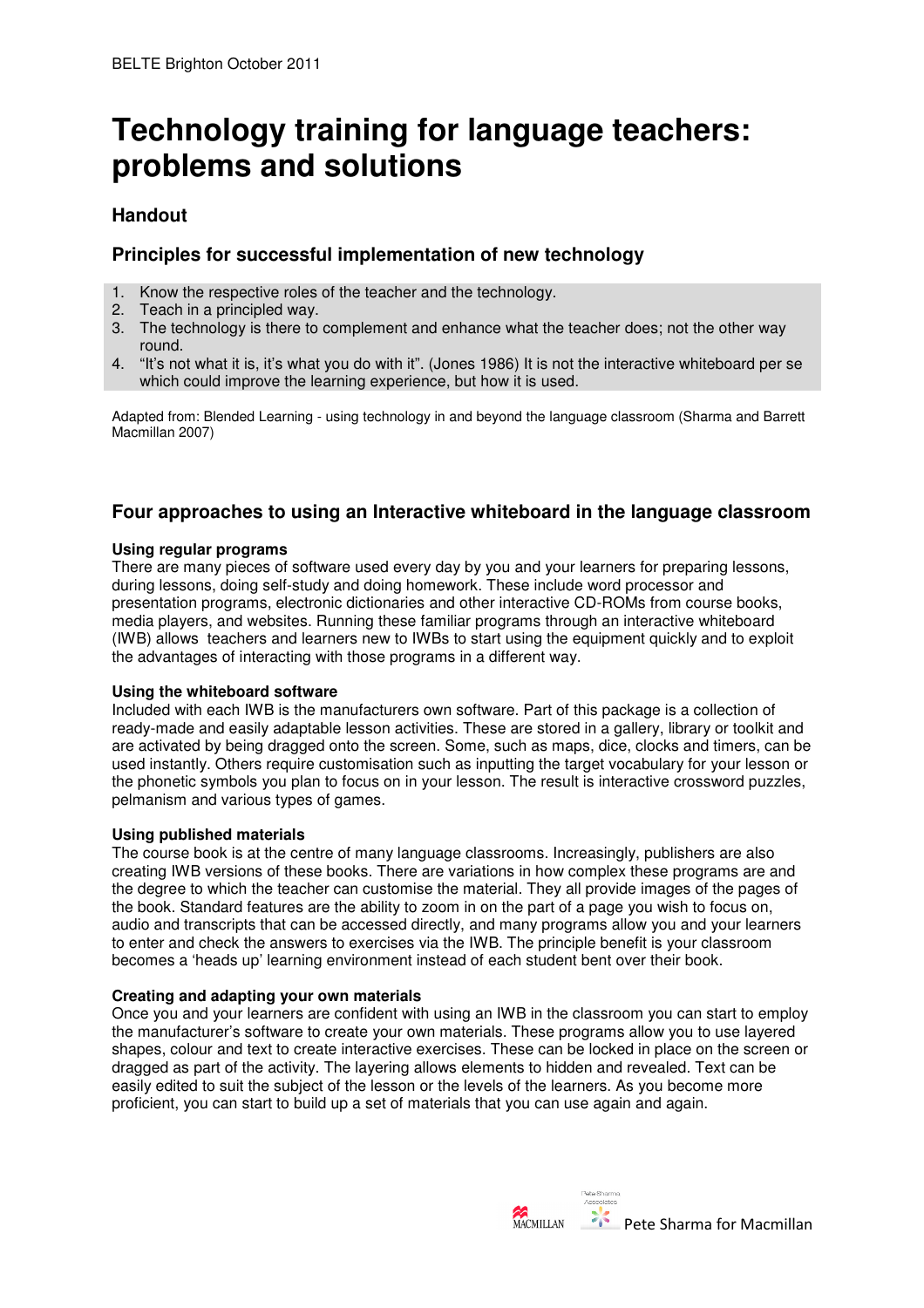# Technology training for language teachers: problems and solutions

## Handout

### Principles for successful implementation of new technology

1. Know the respective roles of the teacher and the technology.
2. Teach in a principled way.
3. The technology is there to complement and enhance what the teacher does; not the other way round.
4. "It's not what it is, it's what you do with it". (Jones 1986) It is not the interactive whiteboard per se which could improve the learning experience, but how it is used.

Adapted from: Blended Learning - using technology in and beyond the language classroom (Sharma and Barrett Macmillan 2007)

### Four approaches to using an Interactive whiteboard in the language classroom

**Using regular programs**
There are many pieces of software used every day by you and your learners for preparing lessons, during lessons, doing self-study and doing homework. These include word processor and presentation programs, electronic dictionaries and other interactive CD-ROMs from course books, media players, and websites. Running these familiar programs through an interactive whiteboard (IWB) allows teachers and learners new to IWBs to start using the equipment quickly and to exploit the advantages of interacting with those programs in a different way.

**Using the whiteboard software**
Included with each IWB is the manufacturers own software. Part of this package is a collection of ready-made and easily adaptable lesson activities. These are stored in a gallery, library or toolkit and are activated by being dragged onto the screen. Some, such as maps, dice, clocks and timers, can be used instantly. Others require customisation such as inputting the target vocabulary for your lesson or the phonetic symbols you plan to focus on in your lesson. The result is interactive crossword puzzles, pelmanism and various types of games.

**Using published materials**
The course book is at the centre of many language classrooms. Increasingly, publishers are also creating IWB versions of these books. There are variations in how complex these programs are and the degree to which the teacher can customise the material. They all provide images of the pages of the book. Standard features are the ability to zoom in on the part of a page you wish to focus on, audio and transcripts that can be accessed directly, and many programs allow you and your learners to enter and check the answers to exercises via the IWB. The principle benefit is your classroom becomes a 'heads up' learning environment instead of each student bent over their book.

**Creating and adapting your own materials**
Once you and your learners are confident with using an IWB in the classroom you can start to employ the manufacturer's software to create your own materials. These programs allow you to use layered shapes, colour and text to create interactive exercises. These can be locked in place on the screen or dragged as part of the activity. The layering allows elements to hidden and revealed. Text can be easily edited to suit the subject of the lesson or the levels of the learners. As you become more proficient, you can start to build up a set of materials that you can use again and again.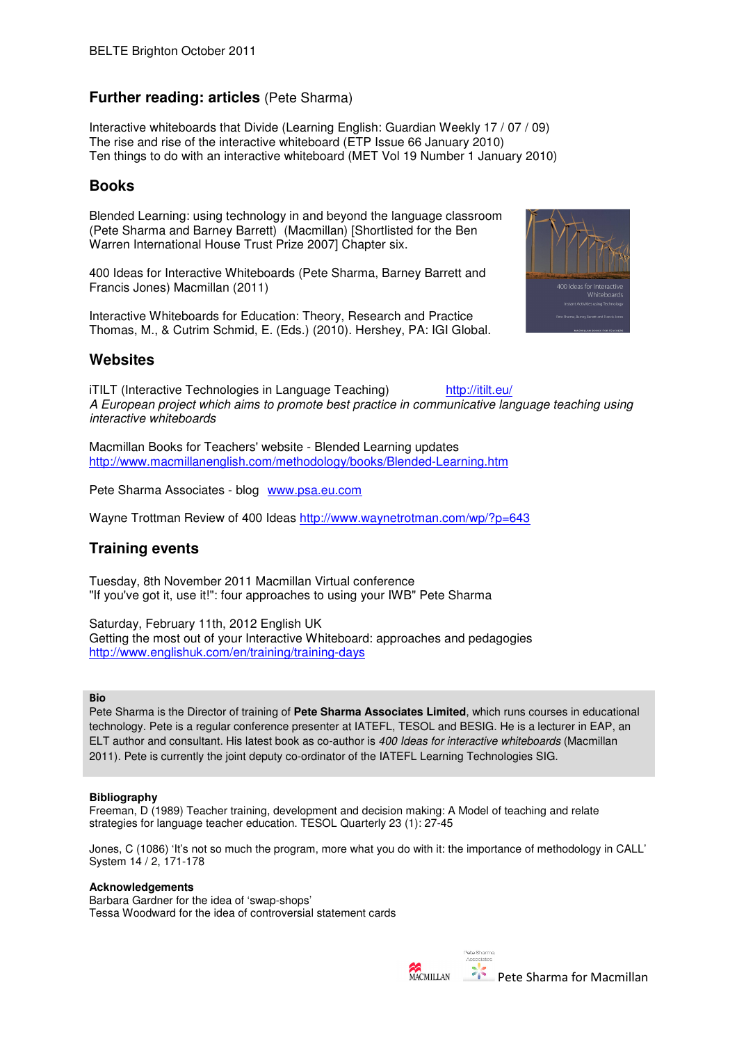BELTE Brighton October 2011

## Further reading: articles (Pete Sharma)

Interactive whiteboards that Divide (Learning English: Guardian Weekly 17 / 07 / 09)
The rise and rise of the interactive whiteboard (ETP Issue 66 January 2010)
Ten things to do with an interactive whiteboard (MET Vol 19 Number 1 January 2010)

## Books

Blended Learning: using technology in and beyond the language classroom (Pete Sharma and Barney Barrett) (Macmillan) [Shortlisted for the Ben Warren International House Trust Prize 2007] Chapter six.

400 Ideas for Interactive Whiteboards (Pete Sharma, Barney Barrett and Francis Jones) Macmillan (2011)

Interactive Whiteboards for Education: Theory, Research and Practice
Thomas, M., & Cutrim Schmid, E. (Eds.) (2010). Hershey, PA: IGI Global.

## Websites

iTILT (Interactive Technologies in Language Teaching) http://itilt.eu/
*A European project which aims to promote best practice in communicative language teaching using interactive whiteboards*

Macmillan Books for Teachers' website - Blended Learning updates
http://www.macmillanenglish.com/methodology/books/Blended-Learning.htm

Pete Sharma Associates - blog www.psa.eu.com

Wayne Trottman Review of 400 Ideas http://www.waynetrotman.com/wp/?p=643

## Training events

Tuesday, 8th November 2011 Macmillan Virtual conference
"If you've got it, use it!": four approaches to using your IWB" Pete Sharma

Saturday, February 11th, 2012 English UK
Getting the most out of your Interactive Whiteboard: approaches and pedagogies
http://www.englishuk.com/en/training/training-days

**Bio**
Pete Sharma is the Director of training of **Pete Sharma Associates Limited**, which runs courses in educational technology. Pete is a regular conference presenter at IATEFL, TESOL and BESIG. He is a lecturer in EAP, an ELT author and consultant. His latest book as co-author is *400 Ideas for interactive whiteboards* (Macmillan 2011). Pete is currently the joint deputy co-ordinator of the IATEFL Learning Technologies SIG.

**Bibliography**
Freeman, D (1989) Teacher training, development and decision making: A Model of teaching and relate strategies for language teacher education. TESOL Quarterly 23 (1): 27-45

Jones, C (1086) 'It's not so much the program, more what you do with it: the importance of methodology in CALL' System 14 / 2, 171-178

**Acknowledgements**
Barbara Gardner for the idea of 'swap-shops'
Tessa Woodward for the idea of controversial statement cards

Pete Sharma for Macmillan